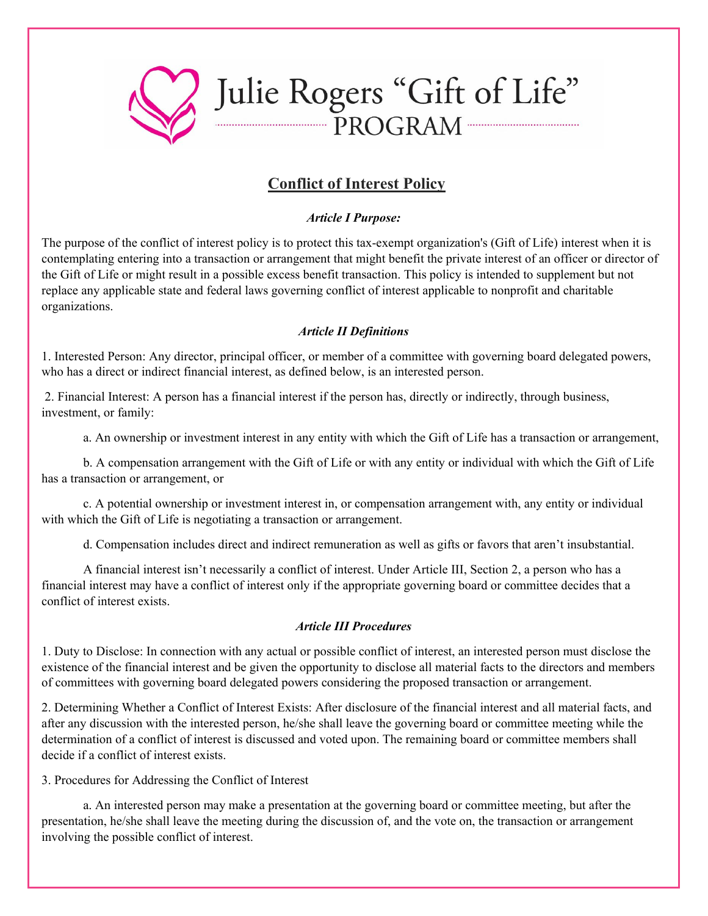# Julie Rogers "Gift of Life" PROGRAM

## Conflict of Interest Policy

### *Article I Purpose:*

The purpose of the conflict of interest policy is to protect this tax-exempt organization's (Gift of Life) interest when it is contemplating entering into a transaction or arrangement that might benefit the private interest of an officer or director of the Gift of Life or might result in a possible excess benefit transaction. This policy is intended to supplement but not replace any applicable state and federal laws governing conflict of interest applicable to nonprofit and charitable organizations.

### *Article II Definitions*

1. Interested Person: Any director, principal officer, or member of a committee with governing board delegated powers, who has a direct or indirect financial interest, as defined below, is an interested person.

2. Financial Interest: A person has a financial interest if the person has, directly or indirectly, through business, investment, or family:

a. An ownership or investment interest in any entity with which the Gift of Life has a transaction or arrangement,

b. A compensation arrangement with the Gift of Life or with any entity or individual with which the Gift of Life has a transaction or arrangement, or

c. A potential ownership or investment interest in, or compensation arrangement with, any entity or individual with which the Gift of Life is negotiating a transaction or arrangement.

d. Compensation includes direct and indirect remuneration as well as gifts or favors that aren't insubstantial.

A financial interest isn't necessarily a conflict of interest. Under Article III, Section 2, a person who has a financial interest may have a conflict of interest only if the appropriate governing board or committee decides that a conflict of interest exists.

### *Article III Procedures*

1. Duty to Disclose: In connection with any actual or possible conflict of interest, an interested person must disclose the existence of the financial interest and be given the opportunity to disclose all material facts to the directors and members of committees with governing board delegated powers considering the proposed transaction or arrangement.

2. Determining Whether a Conflict of Interest Exists: After disclosure of the financial interest and all material facts, and after any discussion with the interested person, he/she shall leave the governing board or committee meeting while the determination of a conflict of interest is discussed and voted upon. The remaining board or committee members shall decide if a conflict of interest exists.

3. Procedures for Addressing the Conflict of Interest

a. An interested person may make a presentation at the governing board or committee meeting, but after the presentation, he/she shall leave the meeting during the discussion of, and the vote on, the transaction or arrangement involving the possible conflict of interest.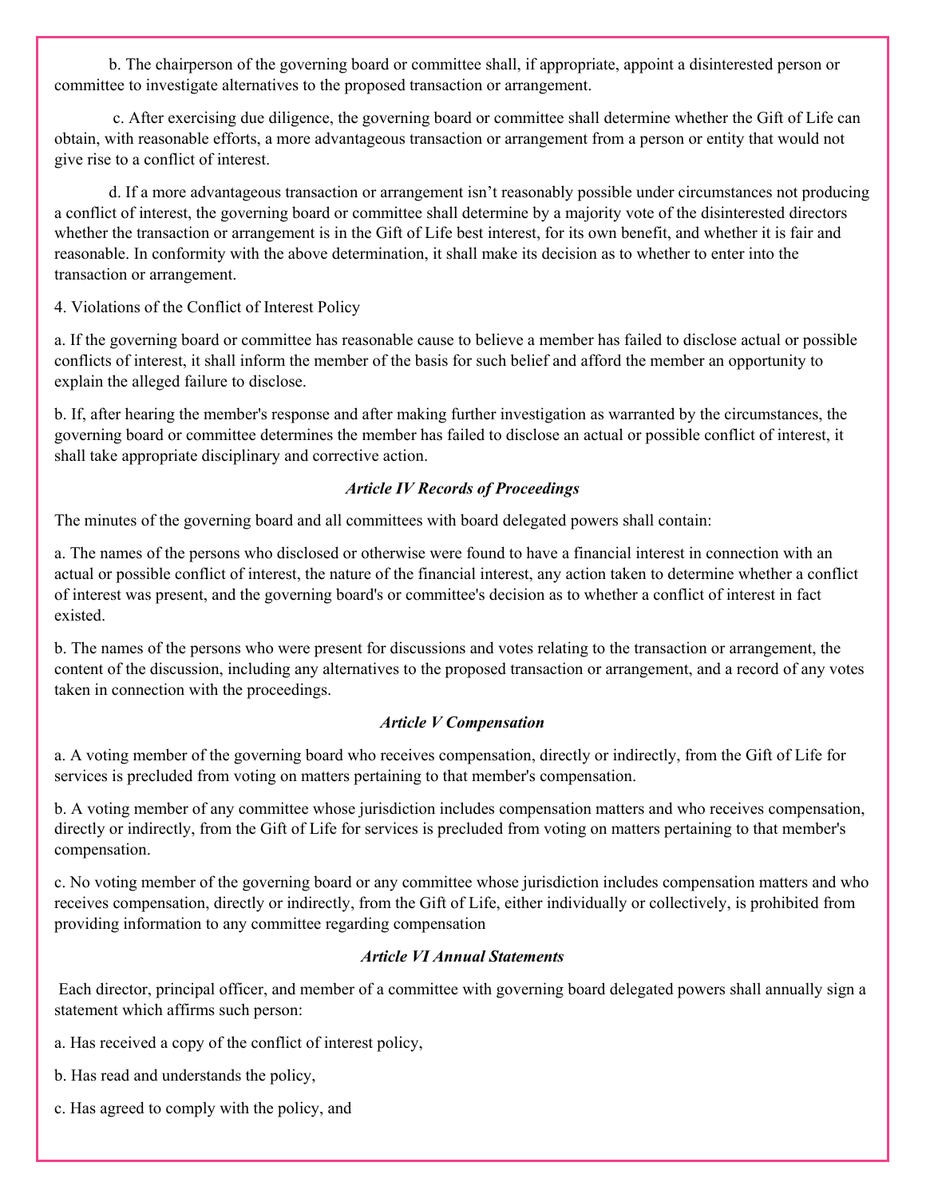b. The chairperson of the governing board or committee shall, if appropriate, appoint a disinterested person or committee to investigate alternatives to the proposed transaction or arrangement.

c. After exercising due diligence, the governing board or committee shall determine whether the Gift of Life can obtain, with reasonable efforts, a more advantageous transaction or arrangement from a person or entity that would not give rise to a conflict of interest.

d. If a more advantageous transaction or arrangement isn't reasonably possible under circumstances not producing a conflict of interest, the governing board or committee shall determine by a majority vote of the disinterested directors whether the transaction or arrangement is in the Gift of Life best interest, for its own benefit, and whether it is fair and reasonable. In conformity with the above determination, it shall make its decision as to whether to enter into the transaction or arrangement.

4. Violations of the Conflict of Interest Policy

a. If the governing board or committee has reasonable cause to believe a member has failed to disclose actual or possible conflicts of interest, it shall inform the member of the basis for such belief and afford the member an opportunity to explain the alleged failure to disclose.

b. If, after hearing the member's response and after making further investigation as warranted by the circumstances, the governing board or committee determines the member has failed to disclose an actual or possible conflict of interest, it shall take appropriate disciplinary and corrective action.

### *Article IV Records of Proceedings*

The minutes of the governing board and all committees with board delegated powers shall contain:

a. The names of the persons who disclosed or otherwise were found to have a financial interest in connection with an actual or possible conflict of interest, the nature of the financial interest, any action taken to determine whether a conflict of interest was present, and the governing board's or committee's decision as to whether a conflict of interest in fact existed.

b. The names of the persons who were present for discussions and votes relating to the transaction or arrangement, the content of the discussion, including any alternatives to the proposed transaction or arrangement, and a record of any votes taken in connection with the proceedings.

### *Article V Compensation*

a. A voting member of the governing board who receives compensation, directly or indirectly, from the Gift of Life for services is precluded from voting on matters pertaining to that member's compensation.

b. A voting member of any committee whose jurisdiction includes compensation matters and who receives compensation, directly or indirectly, from the Gift of Life for services is precluded from voting on matters pertaining to that member's compensation.

c. No voting member of the governing board or any committee whose jurisdiction includes compensation matters and who receives compensation, directly or indirectly, from the Gift of Life, either individually or collectively, is prohibited from providing information to any committee regarding compensation

### *Article VI Annual Statements*

Each director, principal officer, and member of a committee with governing board delegated powers shall annually sign a statement which affirms such person:

a. Has received a copy of the conflict of interest policy,

b. Has read and understands the policy,

c. Has agreed to comply with the policy, and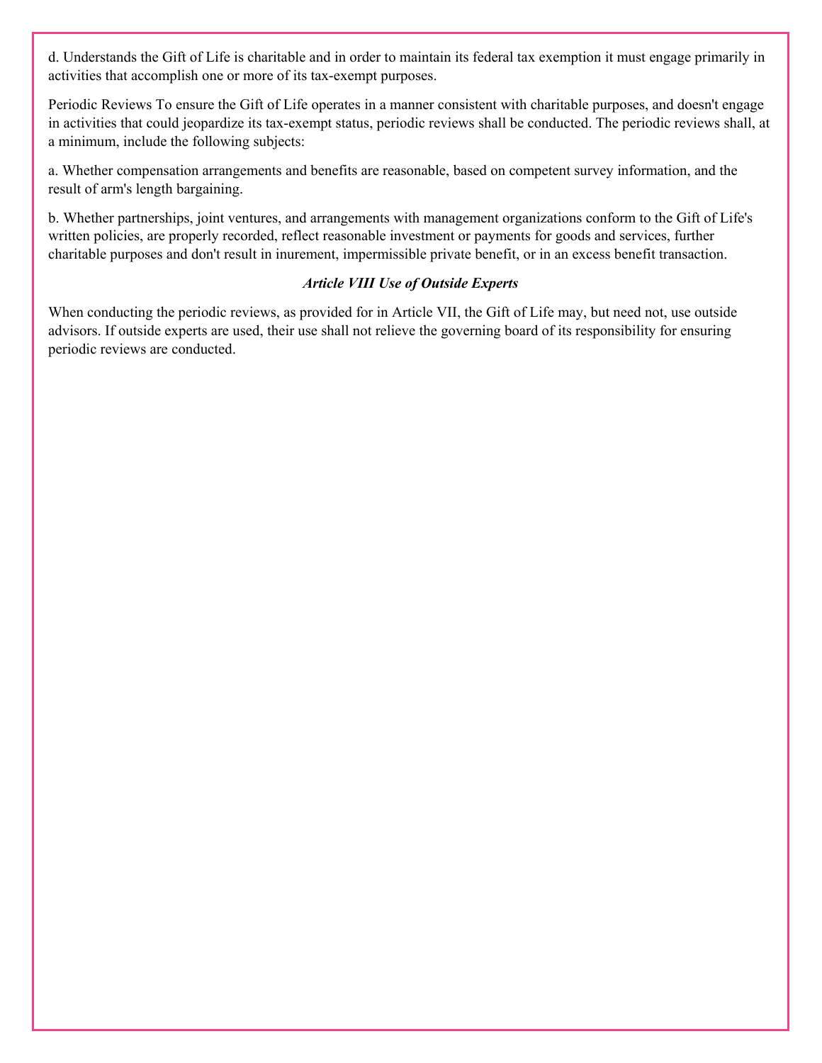d. Understands the Gift of Life is charitable and in order to maintain its federal tax exemption it must engage primarily in activities that accomplish one or more of its tax-exempt purposes.

Periodic Reviews To ensure the Gift of Life operates in a manner consistent with charitable purposes, and doesn't engage in activities that could jeopardize its tax-exempt status, periodic reviews shall be conducted. The periodic reviews shall, at a minimum, include the following subjects:

a. Whether compensation arrangements and benefits are reasonable, based on competent survey information, and the result of arm's length bargaining.

b. Whether partnerships, joint ventures, and arrangements with management organizations conform to the Gift of Life's written policies, are properly recorded, reflect reasonable investment or payments for goods and services, further charitable purposes and don't result in inurement, impermissible private benefit, or in an excess benefit transaction.

### *Article VIII Use of Outside Experts*

When conducting the periodic reviews, as provided for in Article VII, the Gift of Life may, but need not, use outside advisors. If outside experts are used, their use shall not relieve the governing board of its responsibility for ensuring periodic reviews are conducted.